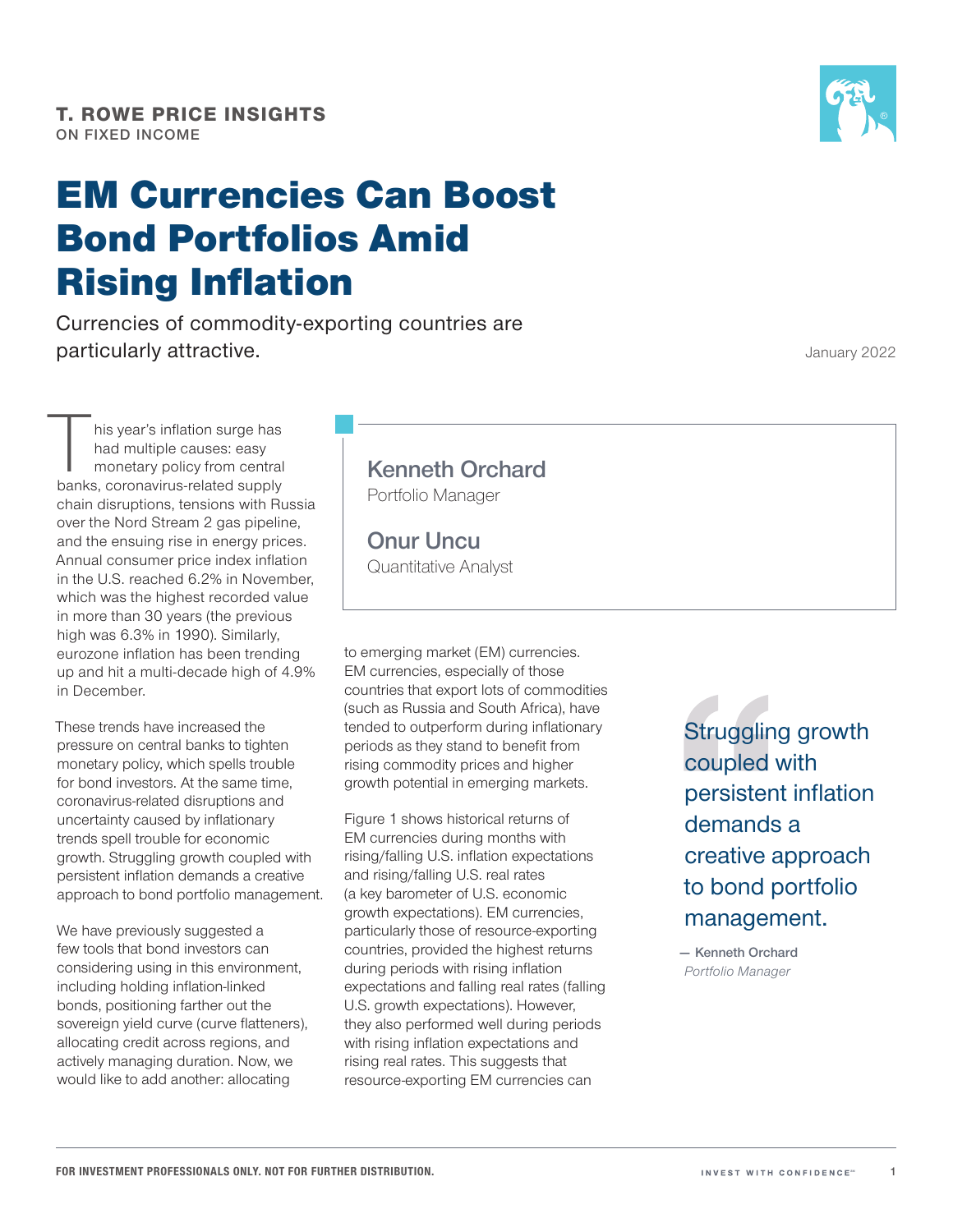**T. ROWE PRICE INSIGHTS**
ON FIXED INCOME

# EM Currencies Can Boost Bond Portfolios Amid Rising Inflation

Currencies of commodity-exporting countries are particularly attractive.

January 2022

**Kenneth Orchard**
Portfolio Manager

**Onur Uncu**
Quantitative Analyst

This year's inflation surge has had multiple causes: easy monetary policy from central banks, coronavirus-related supply chain disruptions, tensions with Russia over the Nord Stream 2 gas pipeline, and the ensuing rise in energy prices. Annual consumer price index inflation in the U.S. reached 6.2% in November, which was the highest recorded value in more than 30 years (the previous high was 6.3% in 1990). Similarly, eurozone inflation has been trending up and hit a multi-decade high of 4.9% in December.

These trends have increased the pressure on central banks to tighten monetary policy, which spells trouble for bond investors. At the same time, coronavirus-related disruptions and uncertainty caused by inflationary trends spell trouble for economic growth. Struggling growth coupled with persistent inflation demands a creative approach to bond portfolio management.

We have previously suggested a few tools that bond investors can considering using in this environment, including holding inflation-linked bonds, positioning farther out the sovereign yield curve (curve flatteners), allocating credit across regions, and actively managing duration. Now, we would like to add another: allocating to emerging market (EM) currencies. EM currencies, especially of those countries that export lots of commodities (such as Russia and South Africa), have tended to outperform during inflationary periods as they stand to benefit from rising commodity prices and higher growth potential in emerging markets.

> Struggling growth coupled with persistent inflation demands a creative approach to bond portfolio management.
>
> — Kenneth Orchard
> *Portfolio Manager*

Figure 1 shows historical returns of EM currencies during months with rising/falling U.S. inflation expectations and rising/falling U.S. real rates (a key barometer of U.S. economic growth expectations). EM currencies, particularly those of resource-exporting countries, provided the highest returns during periods with rising inflation expectations and falling real rates (falling U.S. growth expectations). However, they also performed well during periods with rising inflation expectations and rising real rates. This suggests that resource-exporting EM currencies can

FOR INVESTMENT PROFESSIONALS ONLY. NOT FOR FURTHER DISTRIBUTION.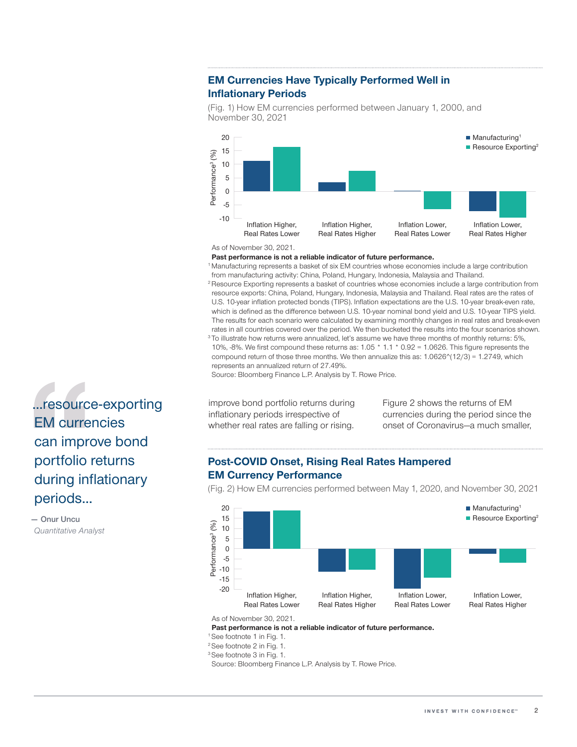## EM Currencies Have Typically Performed Well in Inflationary Periods

(Fig. 1) How EM currencies performed between January 1, 2000, and November 30, 2021

| | Manufacturing[1] | Resource Exporting[2] |
|---|---|---|
| Inflation Higher, Real Rates Lower | | |
| Inflation Higher, Real Rates Higher | | |
| Inflation Lower, Real Rates Lower | | |
| Inflation Lower, Real Rates Higher | | |

As of November 30, 2021.

**Past performance is not a reliable indicator of future performance.**

[1] Manufacturing represents a basket of six EM countries whose economies include a large contribution from manufacturing activity: China, Poland, Hungary, Indonesia, Malaysia and Thailand.

[2] Resource Exporting represents a basket of countries whose economies include a large contribution from resource exports: China, Poland, Hungary, Indonesia, Malaysia and Thailand. Real rates are the rates of U.S. 10-year inflation protected bonds (TIPS). Inflation expectations are the U.S. 10-year break-even rate, which is defined as the difference between U.S. 10-year nominal bond yield and U.S. 10-year TIPS yield. The results for each scenario were calculated by examining monthly changes in real rates and break-even rates in all countries covered over the period. We then bucketed the results into the four scenarios shown.

[3] To illustrate how returns were annualized, let's assume we have three months of monthly returns: 5%, 10%, -8%. We first compound these returns as: 1.05 * 1.1 * 0.92 = 1.0626. This figure represents the compound return of those three months. We then annualize this as: 1.0626^(12/3) = 1.2749, which represents an annualized return of 27.49%.

Source: Bloomberg Finance L.P. Analysis by T. Rowe Price.

> "...resource-exporting EM currencies can improve bond portfolio returns during inflationary periods..."
>
> — Onur Uncu
> *Quantitative Analyst*

improve bond portfolio returns during inflationary periods irrespective of whether real rates are falling or rising.

Figure 2 shows the returns of EM currencies during the period since the onset of Coronavirus—a much smaller,

## Post-COVID Onset, Rising Real Rates Hampered EM Currency Performance

(Fig. 2) How EM currencies performed between May 1, 2020, and November 30, 2021

As of November 30, 2021.

**Past performance is not a reliable indicator of future performance.**

[1] See footnote 1 in Fig. 1.

[2] See footnote 2 in Fig. 1.

[3] See footnote 3 in Fig. 1.

Source: Bloomberg Finance L.P. Analysis by T. Rowe Price.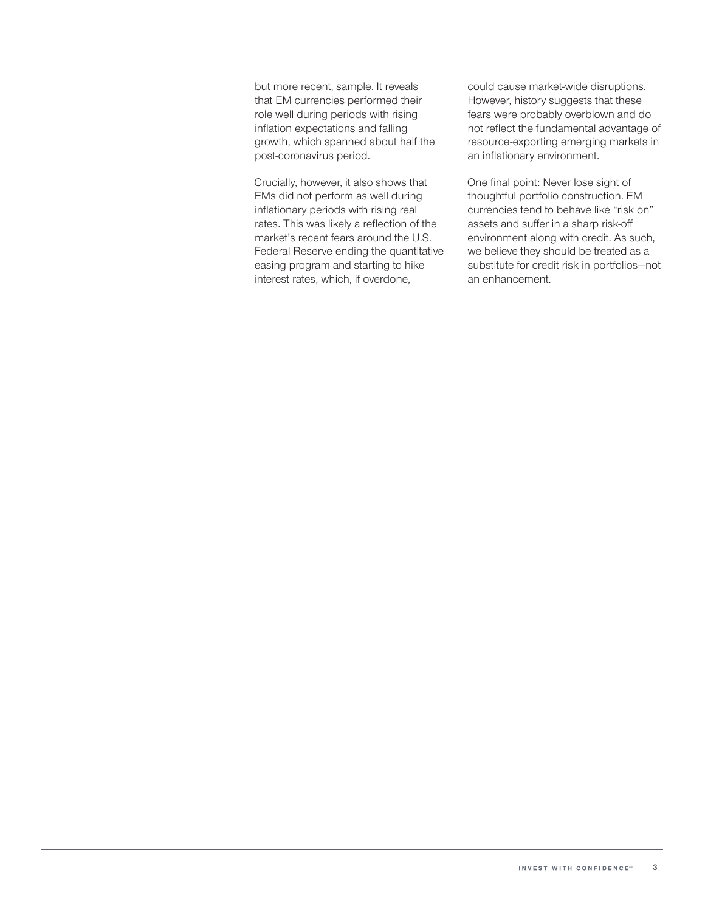but more recent, sample. It reveals that EM currencies performed their role well during periods with rising inflation expectations and falling growth, which spanned about half the post-coronavirus period.

Crucially, however, it also shows that EMs did not perform as well during inflationary periods with rising real rates. This was likely a reflection of the market's recent fears around the U.S. Federal Reserve ending the quantitative easing program and starting to hike interest rates, which, if overdone, could cause market-wide disruptions. However, history suggests that these fears were probably overblown and do not reflect the fundamental advantage of resource-exporting emerging markets in an inflationary environment.

One final point: Never lose sight of thoughtful portfolio construction. EM currencies tend to behave like "risk on" assets and suffer in a sharp risk-off environment along with credit. As such, we believe they should be treated as a substitute for credit risk in portfolios—not an enhancement.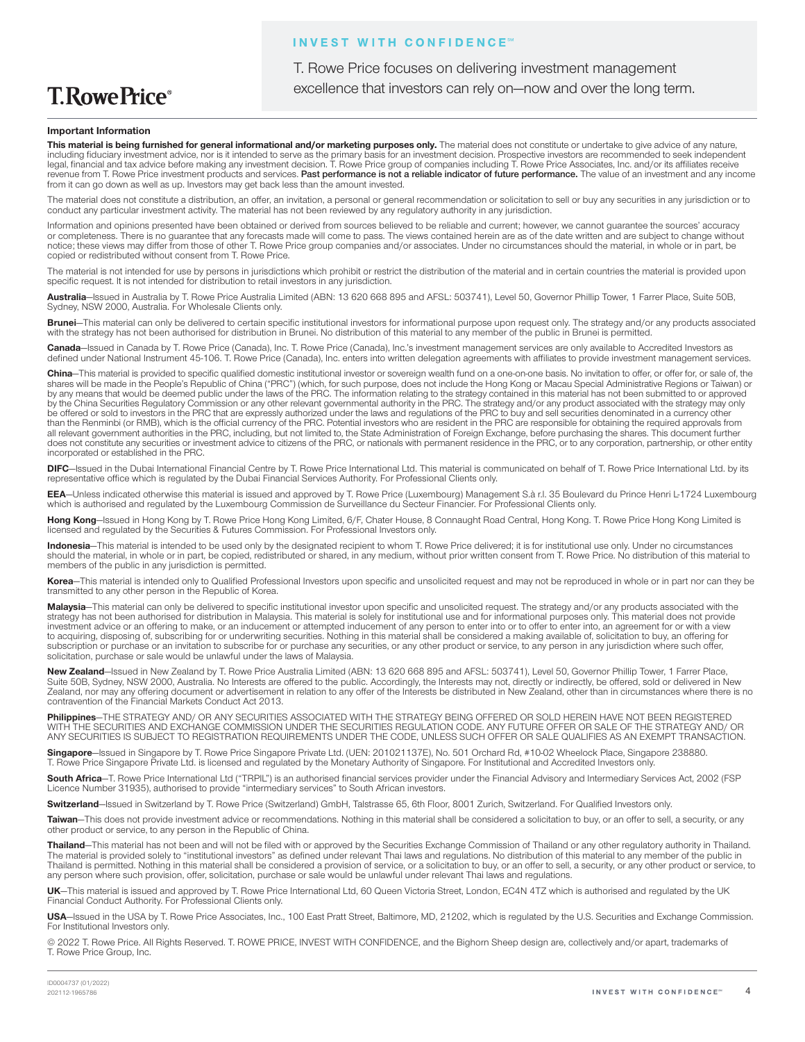**INVEST WITH CONFIDENCE℠**

T. Rowe Price focuses on delivering investment management excellence that investors can rely on—now and over the long term.

T.RowePrice®

## Important Information

**This material is being furnished for general informational and/or marketing purposes only.** The material does not constitute or undertake to give advice of any nature, including fiduciary investment advice, nor is it intended to serve as the primary basis for an investment decision. Prospective investors are recommended to seek independent legal, financial and tax advice before making any investment decision. T. Rowe Price group of companies including T. Rowe Price Associates, Inc. and/or its affiliates receive revenue from T. Rowe Price investment products and services. **Past performance is not a reliable indicator of future performance.** The value of an investment and any income from it can go down as well as up. Investors may get back less than the amount invested.

The material does not constitute a distribution, an offer, an invitation, a personal or general recommendation or solicitation to sell or buy any securities in any jurisdiction or to conduct any particular investment activity. The material has not been reviewed by any regulatory authority in any jurisdiction.

Information and opinions presented have been obtained or derived from sources believed to be reliable and current; however, we cannot guarantee the sources' accuracy or completeness. There is no guarantee that any forecasts made will come to pass. The views contained herein are as of the date written and are subject to change without notice; these views may differ from those of other T. Rowe Price group companies and/or associates. Under no circumstances should the material, in whole or in part, be copied or redistributed without consent from T. Rowe Price.

The material is not intended for use by persons in jurisdictions which prohibit or restrict the distribution of the material and in certain countries the material is provided upon specific request. It is not intended for distribution to retail investors in any jurisdiction.

**Australia**—Issued in Australia by T. Rowe Price Australia Limited (ABN: 13 620 668 895 and AFSL: 503741), Level 50, Governor Phillip Tower, 1 Farrer Place, Suite 50B, Sydney, NSW 2000, Australia. For Wholesale Clients only.

**Brunei**—This material can only be delivered to certain specific institutional investors for informational purpose upon request only. The strategy and/or any products associated with the strategy has not been authorised for distribution in Brunei. No distribution of this material to any member of the public in Brunei is permitted.

**Canada**—Issued in Canada by T. Rowe Price (Canada), Inc. T. Rowe Price (Canada), Inc.'s investment management services are only available to Accredited Investors as defined under National Instrument 45-106. T. Rowe Price (Canada), Inc. enters into written delegation agreements with affiliates to provide investment management services.

**China**—This material is provided to specific qualified domestic institutional investor or sovereign wealth fund on a one-on-one basis. No invitation to offer, or offer for, or sale of, the shares will be made in the People's Republic of China ("PRC") (which, for such purpose, does not include the Hong Kong or Macau Special Administrative Regions or Taiwan) or by any means that would be deemed public under the laws of the PRC. The information relating to the strategy contained in this material has not been submitted to or approved by the China Securities Regulatory Commission or any other relevant governmental authority in the PRC. The strategy and/or any product associated with the strategy may only be offered or sold to investors in the PRC that are expressly authorized under the laws and regulations of the PRC to buy and sell securities denominated in a currency other than the Renminbi (or RMB), which is the official currency of the PRC. Potential investors who are resident in the PRC are responsible for obtaining the required approvals from all relevant government authorities in the PRC, including, but not limited to, the State Administration of Foreign Exchange, before purchasing the shares. This document further does not constitute any securities or investment advice to citizens of the PRC, or nationals with permanent residence in the PRC, or to any corporation, partnership, or other entity incorporated or established in the PRC.

**DIFC**—Issued in the Dubai International Financial Centre by T. Rowe Price International Ltd. This material is communicated on behalf of T. Rowe Price International Ltd. by its representative office which is regulated by the Dubai Financial Services Authority. For Professional Clients only.

**EEA**—Unless indicated otherwise this material is issued and approved by T. Rowe Price (Luxembourg) Management S.à r.l. 35 Boulevard du Prince Henri L-1724 Luxembourg which is authorised and regulated by the Luxembourg Commission de Surveillance du Secteur Financier. For Professional Clients only.

**Hong Kong**—Issued in Hong Kong by T. Rowe Price Hong Kong Limited, 6/F, Chater House, 8 Connaught Road Central, Hong Kong. T. Rowe Price Hong Kong Limited is licensed and regulated by the Securities & Futures Commission. For Professional Investors only.

**Indonesia**—This material is intended to be used only by the designated recipient to whom T. Rowe Price delivered; it is for institutional use only. Under no circumstances should the material, in whole or in part, be copied, redistributed or shared, in any medium, without prior written consent from T. Rowe Price. No distribution of this material to members of the public in any jurisdiction is permitted.

**Korea**—This material is intended only to Qualified Professional Investors upon specific and unsolicited request and may not be reproduced in whole or in part nor can they be transmitted to any other person in the Republic of Korea.

**Malaysia**—This material can only be delivered to specific institutional investor upon specific and unsolicited request. The strategy and/or any products associated with the strategy has not been authorised for distribution in Malaysia. This material is solely for institutional use and for informational purposes only. This material does not provide investment advice or an offering to make, or an inducement or attempted inducement of any person to enter into or to offer to enter into, an agreement for or with a view to acquiring, disposing of, subscribing for or underwriting securities. Nothing in this material shall be considered a making available of, solicitation to buy, an offering for subscription or purchase or an invitation to subscribe for or purchase any securities, or any other product or service, to any person in any jurisdiction where such offer, solicitation, purchase or sale would be unlawful under the laws of Malaysia.

**New Zealand**—Issued in New Zealand by T. Rowe Price Australia Limited (ABN: 13 620 668 895 and AFSL: 503741), Level 50, Governor Phillip Tower, 1 Farrer Place, Suite 50B, Sydney, NSW 2000, Australia. No Interests are offered to the public. Accordingly, the Interests may not, directly or indirectly, be offered, sold or delivered in New Zealand, nor may any offering document or advertisement in relation to any offer of the Interests be distributed in New Zealand, other than in circumstances where there is no contravention of the Financial Markets Conduct Act 2013.

**Philippines**—THE STRATEGY AND/ OR ANY SECURITIES ASSOCIATED WITH THE STRATEGY BEING OFFERED OR SOLD HEREIN HAVE NOT BEEN REGISTERED WITH THE SECURITIES AND EXCHANGE COMMISSION UNDER THE SECURITIES REGULATION CODE. ANY FUTURE OFFER OR SALE OF THE STRATEGY AND/ OR ANY SECURITIES IS SUBJECT TO REGISTRATION REQUIREMENTS UNDER THE CODE, UNLESS SUCH OFFER OR SALE QUALIFIES AS AN EXEMPT TRANSACTION.

**Singapore**—Issued in Singapore by T. Rowe Price Singapore Private Ltd. (UEN: 201021137E), No. 501 Orchard Rd, #10-02 Wheelock Place, Singapore 238880. T. Rowe Price Singapore Private Ltd. is licensed and regulated by the Monetary Authority of Singapore. For Institutional and Accredited Investors only.

**South Africa**—T. Rowe Price International Ltd ("TRPIL") is an authorised financial services provider under the Financial Advisory and Intermediary Services Act, 2002 (FSP Licence Number 31935), authorised to provide "intermediary services" to South African investors.

**Switzerland**—Issued in Switzerland by T. Rowe Price (Switzerland) GmbH, Talstrasse 65, 6th Floor, 8001 Zurich, Switzerland. For Qualified Investors only.

**Taiwan**—This does not provide investment advice or recommendations. Nothing in this material shall be considered a solicitation to buy, or an offer to sell, a security, or any other product or service, to any person in the Republic of China.

**Thailand**—This material has not been and will not be filed with or approved by the Securities Exchange Commission of Thailand or any other regulatory authority in Thailand. The material is provided solely to "institutional investors" as defined under relevant Thai laws and regulations. No distribution of this material to any member of the public in Thailand is permitted. Nothing in this material shall be considered a provision of service, or a solicitation to buy, or an offer to sell, a security, or any other product or service, to any person where such provision, offer, solicitation, purchase or sale would be unlawful under relevant Thai laws and regulations.

**UK**—This material is issued and approved by T. Rowe Price International Ltd, 60 Queen Victoria Street, London, EC4N 4TZ which is authorised and regulated by the UK Financial Conduct Authority. For Professional Clients only.

**USA**—Issued in the USA by T. Rowe Price Associates, Inc., 100 East Pratt Street, Baltimore, MD, 21202, which is regulated by the U.S. Securities and Exchange Commission. For Institutional Investors only.

© 2022 T. Rowe Price. All Rights Reserved. T. ROWE PRICE, INVEST WITH CONFIDENCE, and the Bighorn Sheep design are, collectively and/or apart, trademarks of T. Rowe Price Group, Inc.

ID0004737 (01/2022)
202112-1965786